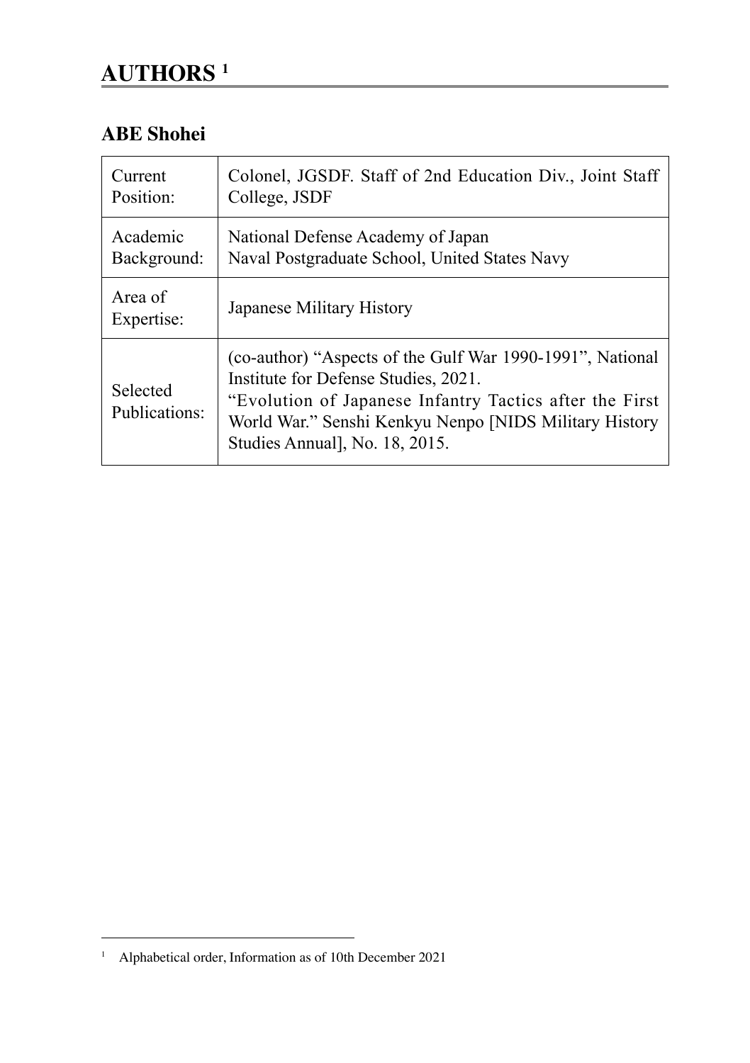# AUTHORS [1]

## ABE Shohei

| | |
|---|---|
| Current Position: | Colonel, JGSDF. Staff of 2nd Education Div., Joint Staff College, JSDF |
| Academic Background: | National Defense Academy of Japan<br>Naval Postgraduate School, United States Navy |
| Area of Expertise: | Japanese Military History |
| Selected Publications: | (co-author) "Aspects of the Gulf War 1990-1991", National Institute for Defense Studies, 2021.<br>"Evolution of Japanese Infantry Tactics after the First World War." Senshi Kenkyu Nenpo [NIDS Military History Studies Annual], No. 18, 2015. |

---

[1] Alphabetical order, Information as of 10th December 2021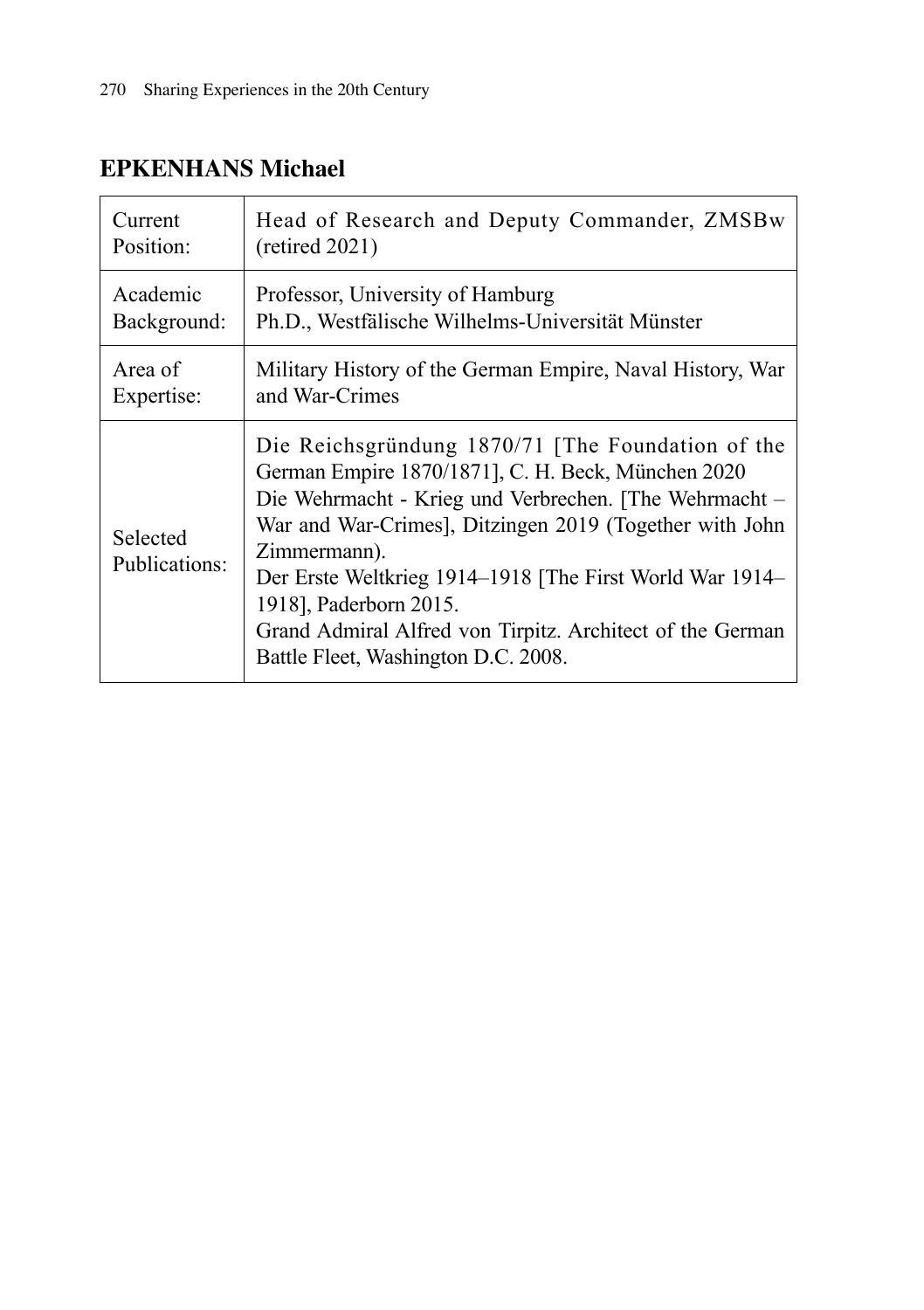## EPKENHANS Michael

| Current Position: | Head of Research and Deputy Commander, ZMSBw (retired 2021) |
|---|---|
| Academic Background: | Professor, University of Hamburg<br>Ph.D., Westfälische Wilhelms-Universität Münster |
| Area of Expertise: | Military History of the German Empire, Naval History, War and War-Crimes |
| Selected Publications: | Die Reichsgründung 1870/71 [The Foundation of the German Empire 1870/1871], C. H. Beck, München 2020<br>Die Wehrmacht - Krieg und Verbrechen. [The Wehrmacht – War and War-Crimes], Ditzingen 2019 (Together with John Zimmermann).<br>Der Erste Weltkrieg 1914–1918 [The First World War 1914–1918], Paderborn 2015.<br>Grand Admiral Alfred von Tirpitz. Architect of the German Battle Fleet, Washington D.C. 2008. |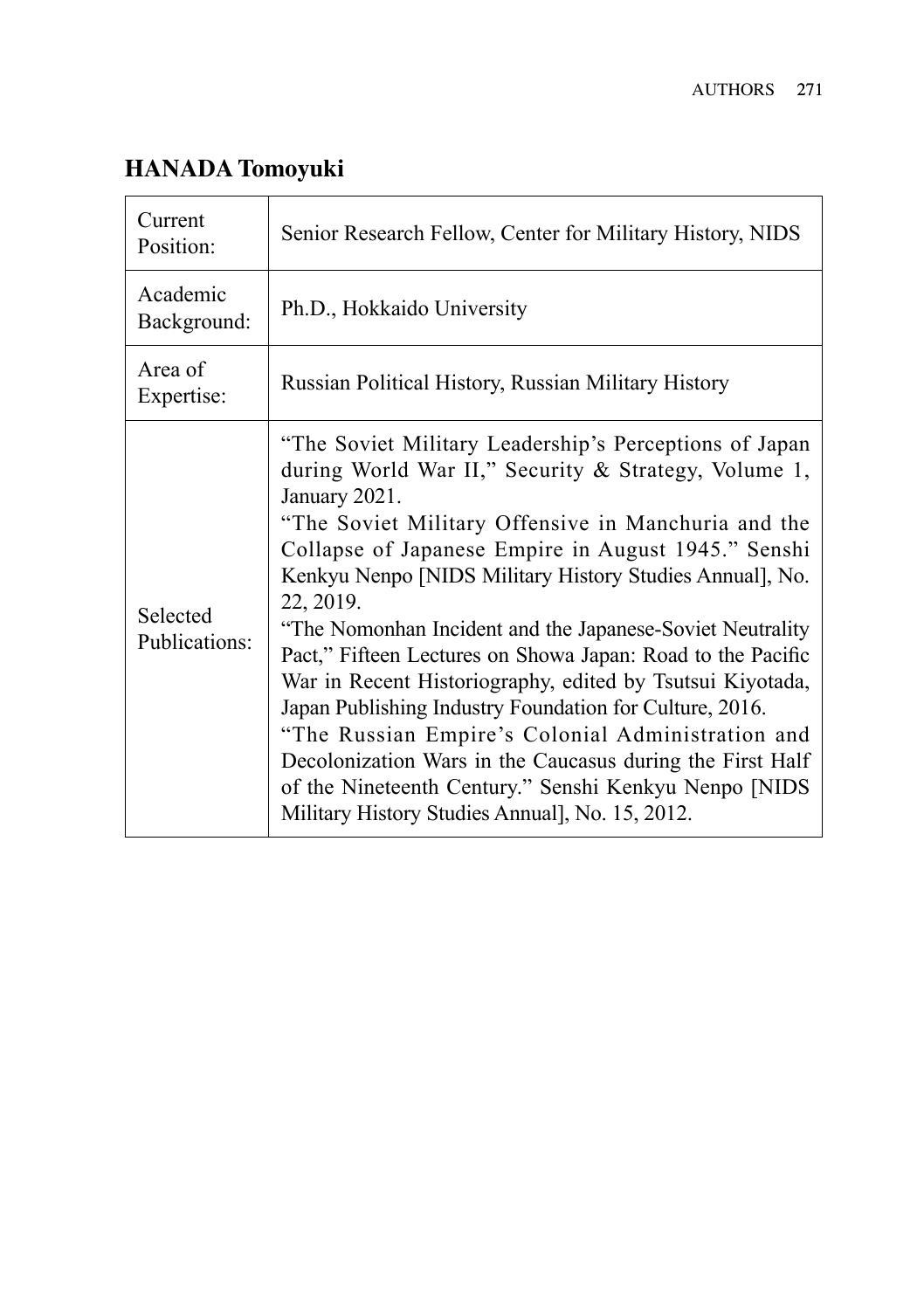## HANADA Tomoyuki

| | |
|---|---|
| Current Position: | Senior Research Fellow, Center for Military History, NIDS |
| Academic Background: | Ph.D., Hokkaido University |
| Area of Expertise: | Russian Political History, Russian Military History |
| Selected Publications: | "The Soviet Military Leadership's Perceptions of Japan during World War II," Security & Strategy, Volume 1, January 2021.<br>"The Soviet Military Offensive in Manchuria and the Collapse of Japanese Empire in August 1945." Senshi Kenkyu Nenpo [NIDS Military History Studies Annual], No. 22, 2019.<br>"The Nomonhan Incident and the Japanese-Soviet Neutrality Pact," Fifteen Lectures on Showa Japan: Road to the Pacific War in Recent Historiography, edited by Tsutsui Kiyotada, Japan Publishing Industry Foundation for Culture, 2016.<br>"The Russian Empire's Colonial Administration and Decolonization Wars in the Caucasus during the First Half of the Nineteenth Century." Senshi Kenkyu Nenpo [NIDS Military History Studies Annual], No. 15, 2012. |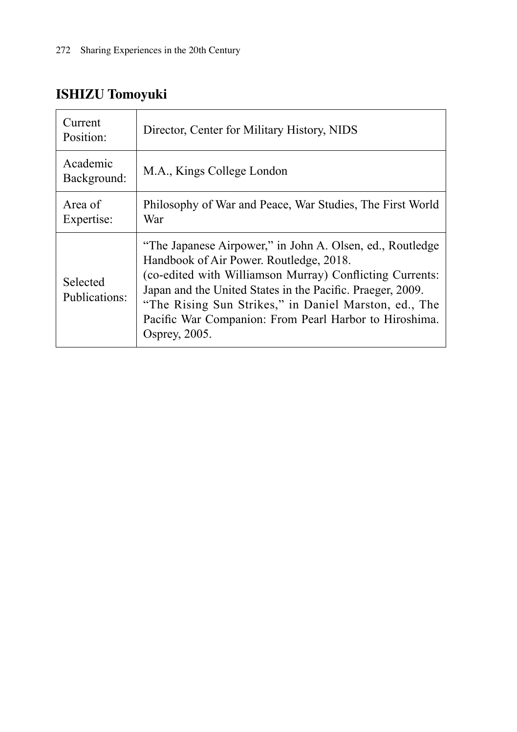## ISHIZU Tomoyuki

| | |
|---|---|
| Current Position: | Director, Center for Military History, NIDS |
| Academic Background: | M.A., Kings College London |
| Area of Expertise: | Philosophy of War and Peace, War Studies, The First World War |
| Selected Publications: | "The Japanese Airpower," in John A. Olsen, ed., Routledge Handbook of Air Power. Routledge, 2018.<br>(co-edited with Williamson Murray) Conflicting Currents: Japan and the United States in the Pacific. Praeger, 2009.<br>"The Rising Sun Strikes," in Daniel Marston, ed., The Pacific War Companion: From Pearl Harbor to Hiroshima. Osprey, 2005. |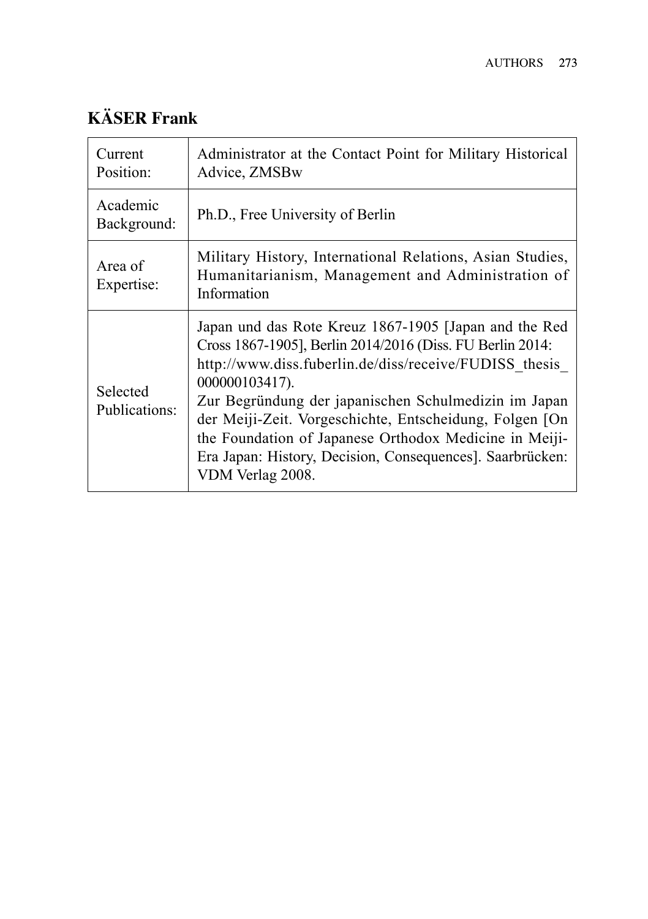## KÄSER Frank

| | |
|---|---|
| Current Position: | Administrator at the Contact Point for Military Historical Advice, ZMSBw |
| Academic Background: | Ph.D., Free University of Berlin |
| Area of Expertise: | Military History, International Relations, Asian Studies, Humanitarianism, Management and Administration of Information |
| Selected Publications: | Japan und das Rote Kreuz 1867-1905 [Japan and the Red Cross 1867-1905], Berlin 2014/2016 (Diss. FU Berlin 2014: http://www.diss.fuberlin.de/diss/receive/FUDISS_thesis_000000103417).<br>Zur Begründung der japanischen Schulmedizin im Japan der Meiji-Zeit. Vorgeschichte, Entscheidung, Folgen [On the Foundation of Japanese Orthodox Medicine in Meiji-Era Japan: History, Decision, Consequences]. Saarbrücken: VDM Verlag 2008. |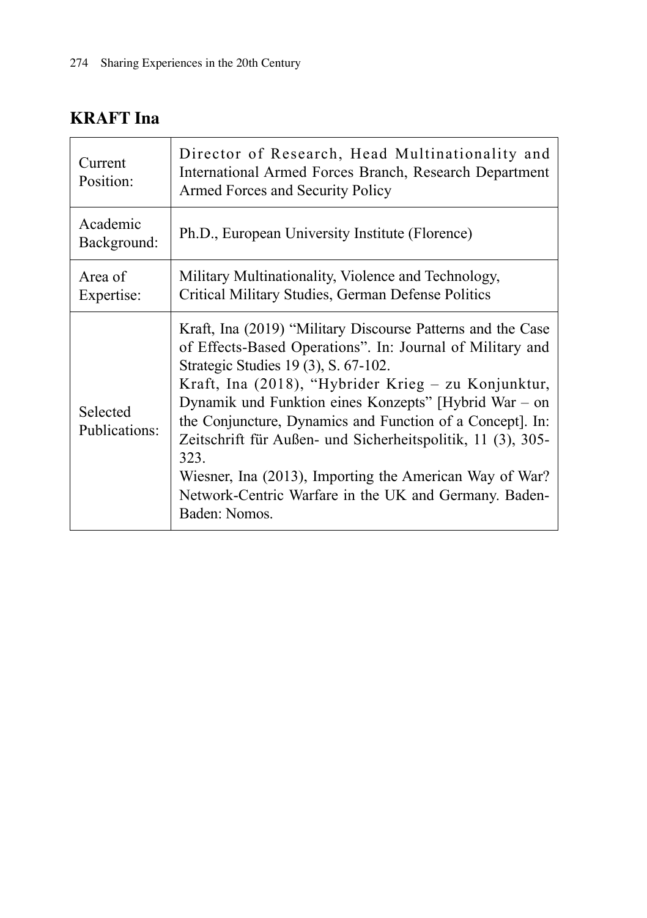## KRAFT Ina

| | |
|---|---|
| Current Position: | Director of Research, Head Multinationality and International Armed Forces Branch, Research Department Armed Forces and Security Policy |
| Academic Background: | Ph.D., European University Institute (Florence) |
| Area of Expertise: | Military Multinationality, Violence and Technology, Critical Military Studies, German Defense Politics |
| Selected Publications: | Kraft, Ina (2019) "Military Discourse Patterns and the Case of Effects-Based Operations". In: Journal of Military and Strategic Studies 19 (3), S. 67-102.<br>Kraft, Ina (2018), "Hybrider Krieg – zu Konjunktur, Dynamik und Funktion eines Konzepts" [Hybrid War – on the Conjuncture, Dynamics and Function of a Concept]. In: Zeitschrift für Außen- und Sicherheitspolitik, 11 (3), 305-323.<br>Wiesner, Ina (2013), Importing the American Way of War? Network-Centric Warfare in the UK and Germany. Baden-Baden: Nomos. |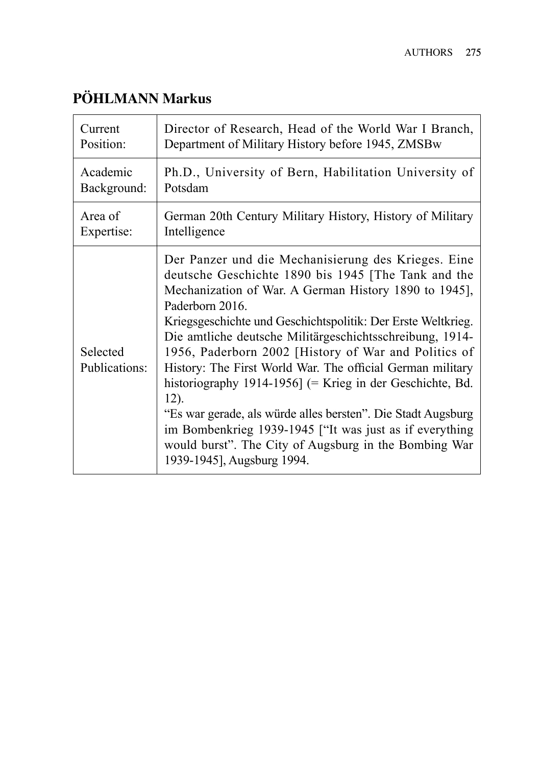## PÖHLMANN Markus

| | |
|---|---|
| Current Position: | Director of Research, Head of the World War I Branch, Department of Military History before 1945, ZMSBw |
| Academic Background: | Ph.D., University of Bern, Habilitation University of Potsdam |
| Area of Expertise: | German 20th Century Military History, History of Military Intelligence |
| Selected Publications: | Der Panzer und die Mechanisierung des Krieges. Eine deutsche Geschichte 1890 bis 1945 [The Tank and the Mechanization of War. A German History 1890 to 1945], Paderborn 2016.<br>Kriegsgeschichte und Geschichtspolitik: Der Erste Weltkrieg. Die amtliche deutsche Militärgeschichtsschreibung, 1914-1956, Paderborn 2002 [History of War and Politics of History: The First World War. The official German military historiography 1914-1956] (= Krieg in der Geschichte, Bd. 12).<br>"Es war gerade, als würde alles bersten". Die Stadt Augsburg im Bombenkrieg 1939-1945 ["It was just as if everything would burst". The City of Augsburg in the Bombing War 1939-1945], Augsburg 1994. |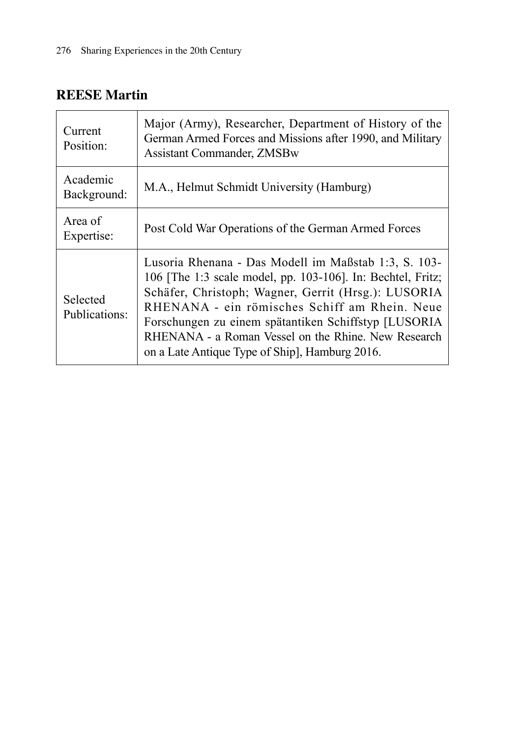## REESE Martin

| | |
|---|---|
| Current Position: | Major (Army), Researcher, Department of History of the German Armed Forces and Missions after 1990, and Military Assistant Commander, ZMSBw |
| Academic Background: | M.A., Helmut Schmidt University (Hamburg) |
| Area of Expertise: | Post Cold War Operations of the German Armed Forces |
| Selected Publications: | Lusoria Rhenana - Das Modell im Maßstab 1:3, S. 103-106 [The 1:3 scale model, pp. 103-106]. In: Bechtel, Fritz; Schäfer, Christoph; Wagner, Gerrit (Hrsg.): LUSORIA RHENANA - ein römisches Schiff am Rhein. Neue Forschungen zu einem spätantiken Schiffstyp [LUSORIA RHENANA - a Roman Vessel on the Rhine. New Research on a Late Antique Type of Ship], Hamburg 2016. |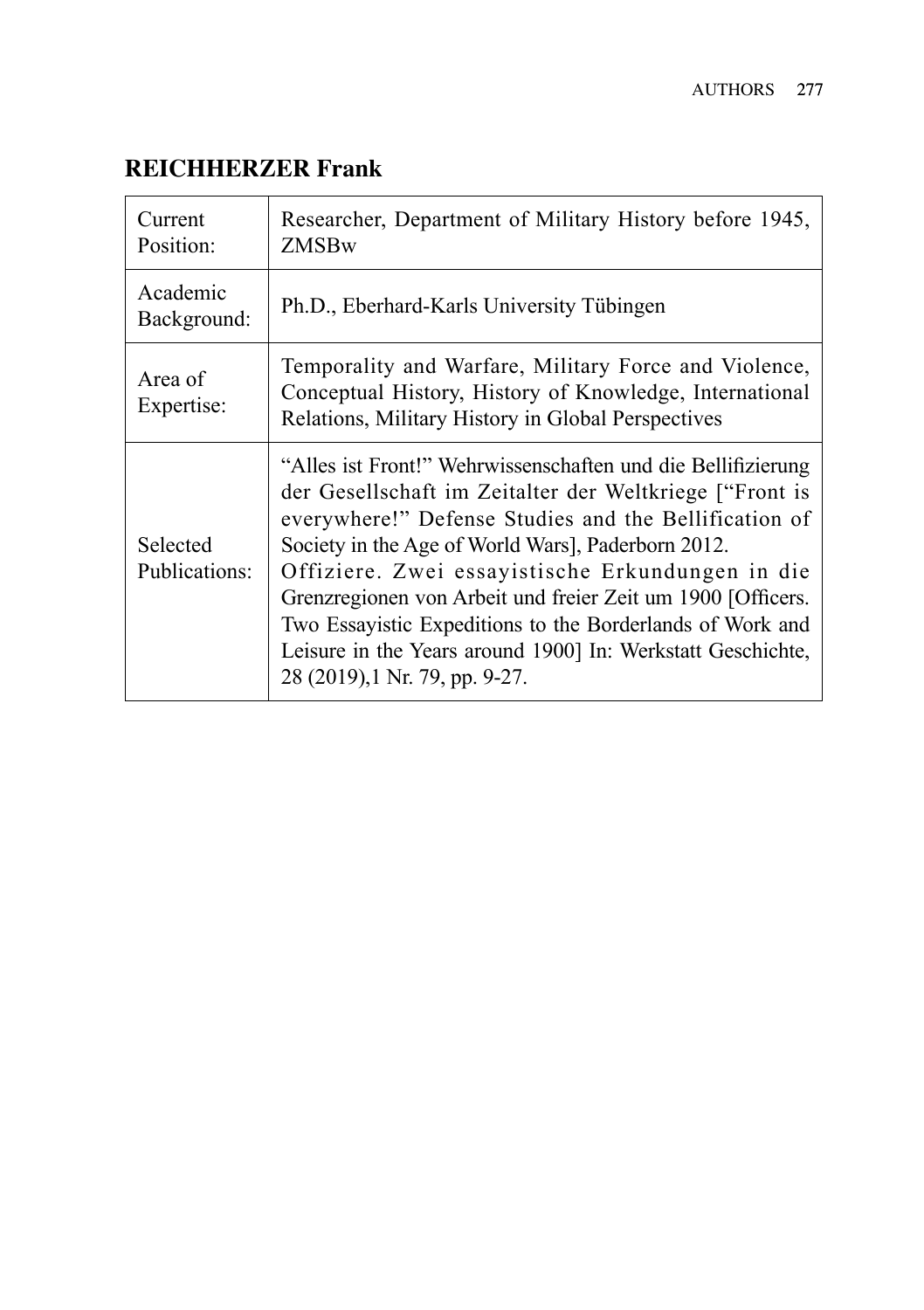## REICHHERZER Frank

| | |
|---|---|
| Current Position: | Researcher, Department of Military History before 1945, ZMSBw |
| Academic Background: | Ph.D., Eberhard-Karls University Tübingen |
| Area of Expertise: | Temporality and Warfare, Military Force and Violence, Conceptual History, History of Knowledge, International Relations, Military History in Global Perspectives |
| Selected Publications: | "Alles ist Front!" Wehrwissenschaften und die Bellifizierung der Gesellschaft im Zeitalter der Weltkriege ["Front is everywhere!" Defense Studies and the Bellification of Society in the Age of World Wars], Paderborn 2012. Offiziere. Zwei essayistische Erkundungen in die Grenzregionen von Arbeit und freier Zeit um 1900 [Officers. Two Essayistic Expeditions to the Borderlands of Work and Leisure in the Years around 1900] In: Werkstatt Geschichte, 28 (2019),1 Nr. 79, pp. 9-27. |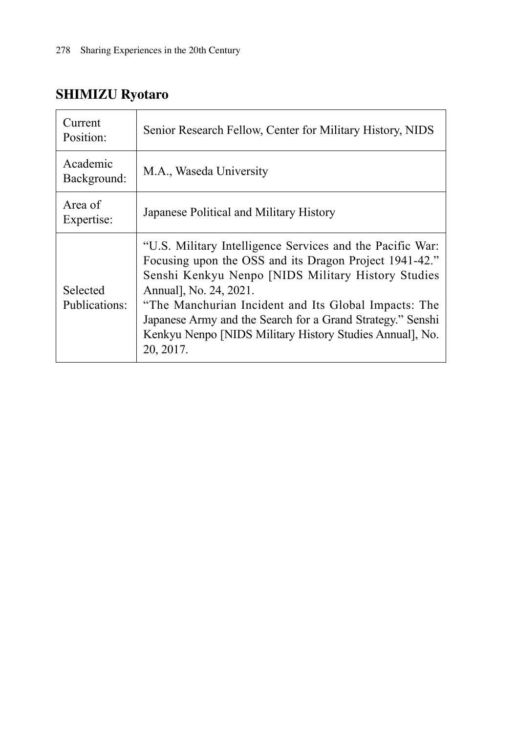## SHIMIZU Ryotaro

| | |
|---|---|
| Current Position: | Senior Research Fellow, Center for Military History, NIDS |
| Academic Background: | M.A., Waseda University |
| Area of Expertise: | Japanese Political and Military History |
| Selected Publications: | "U.S. Military Intelligence Services and the Pacific War: Focusing upon the OSS and its Dragon Project 1941-42." Senshi Kenkyu Nenpo [NIDS Military History Studies Annual], No. 24, 2021.<br>"The Manchurian Incident and Its Global Impacts: The Japanese Army and the Search for a Grand Strategy." Senshi Kenkyu Nenpo [NIDS Military History Studies Annual], No. 20, 2017. |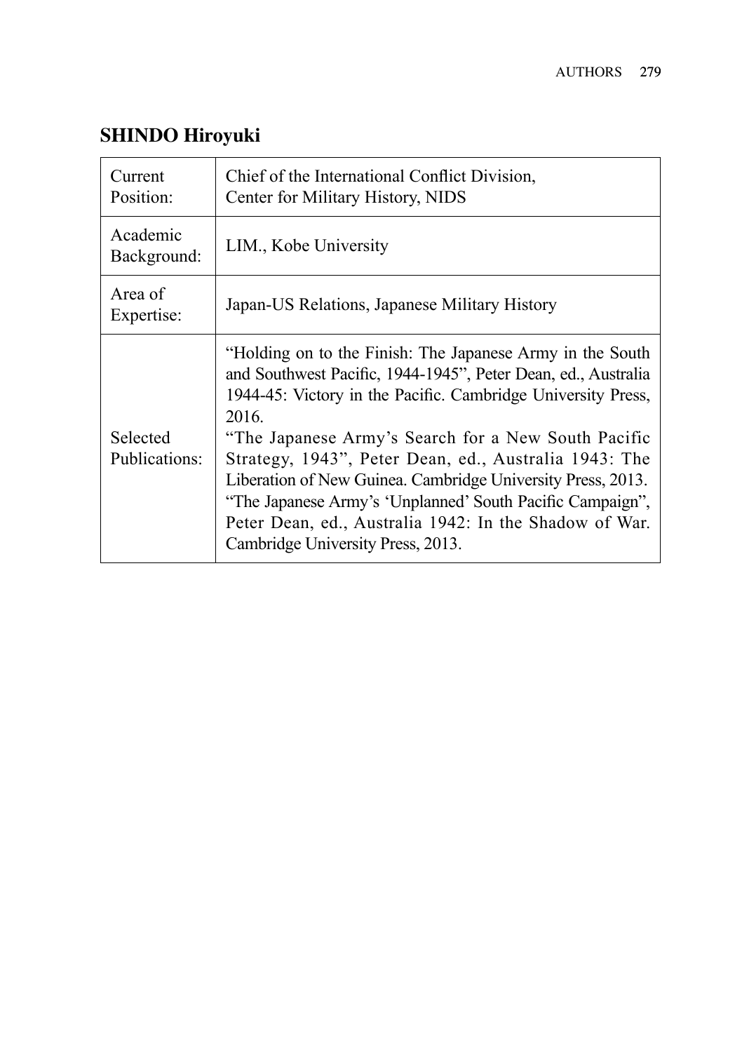## SHINDO Hiroyuki

| | |
|---|---|
| Current Position: | Chief of the International Conflict Division, Center for Military History, NIDS |
| Academic Background: | LIM., Kobe University |
| Area of Expertise: | Japan-US Relations, Japanese Military History |
| Selected Publications: | "Holding on to the Finish: The Japanese Army in the South and Southwest Pacific, 1944-1945", Peter Dean, ed., Australia 1944-45: Victory in the Pacific. Cambridge University Press, 2016.<br>"The Japanese Army's Search for a New South Pacific Strategy, 1943", Peter Dean, ed., Australia 1943: The Liberation of New Guinea. Cambridge University Press, 2013.<br>"The Japanese Army's 'Unplanned' South Pacific Campaign", Peter Dean, ed., Australia 1942: In the Shadow of War. Cambridge University Press, 2013. |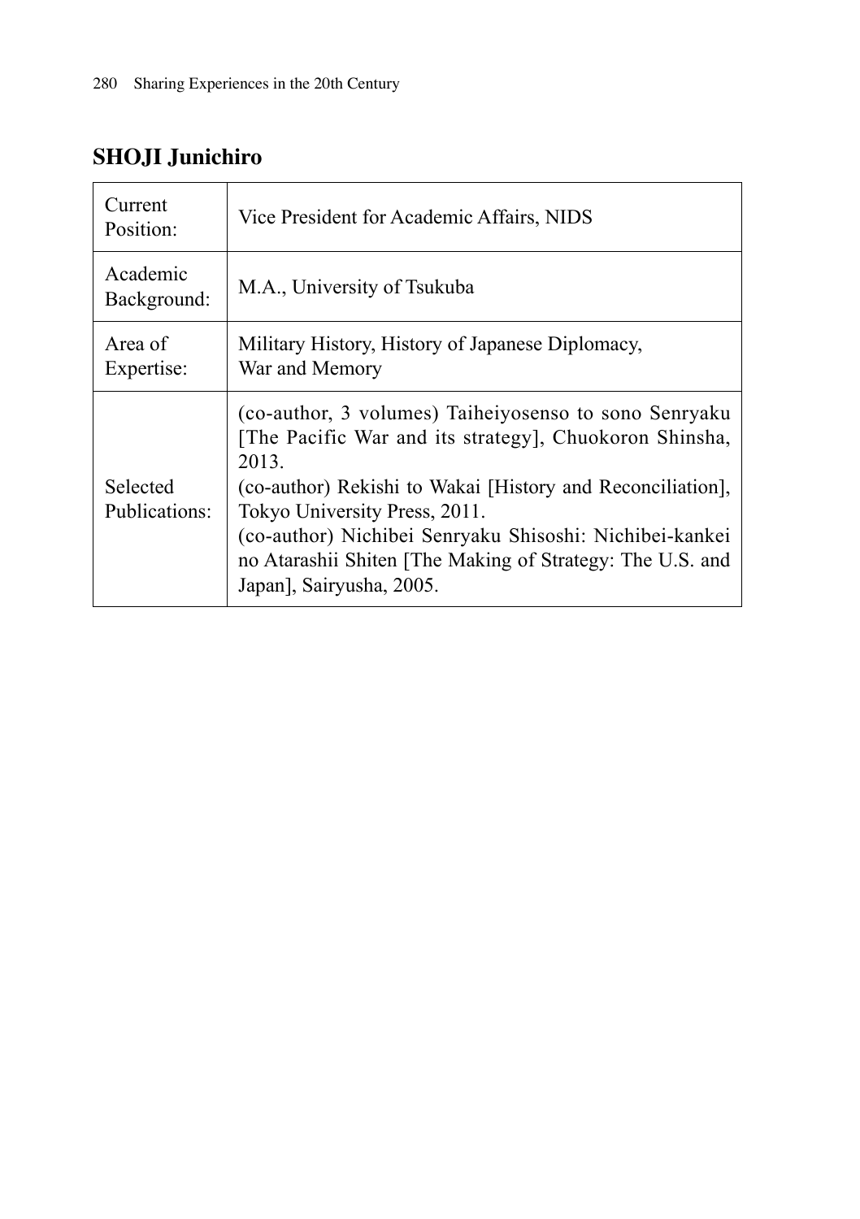## SHOJI Junichiro

| | |
|---|---|
| Current Position: | Vice President for Academic Affairs, NIDS |
| Academic Background: | M.A., University of Tsukuba |
| Area of Expertise: | Military History, History of Japanese Diplomacy, War and Memory |
| Selected Publications: | (co-author, 3 volumes) Taiheiyosenso to sono Senryaku [The Pacific War and its strategy], Chuokoron Shinsha, 2013.<br>(co-author) Rekishi to Wakai [History and Reconciliation], Tokyo University Press, 2011.<br>(co-author) Nichibei Senryaku Shisoshi: Nichibei-kankei no Atarashii Shiten [The Making of Strategy: The U.S. and Japan], Sairyusha, 2005. |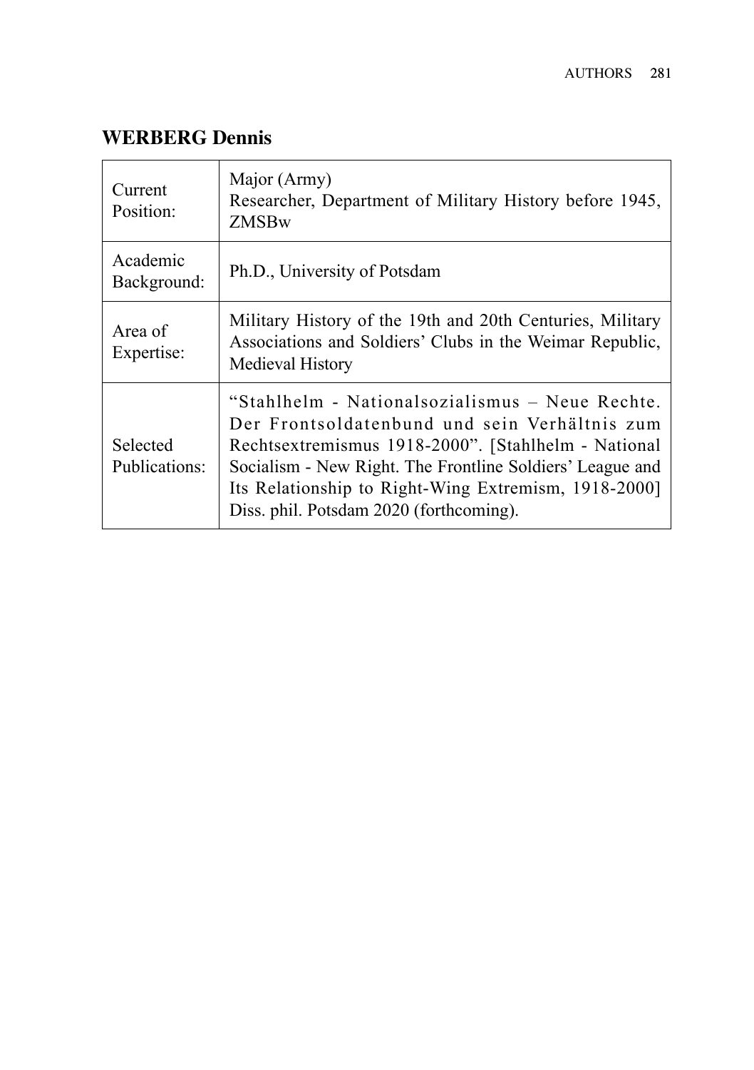## WERBERG Dennis

| | |
|---|---|
| Current Position: | Major (Army)<br>Researcher, Department of Military History before 1945, ZMSBw |
| Academic Background: | Ph.D., University of Potsdam |
| Area of Expertise: | Military History of the 19th and 20th Centuries, Military Associations and Soldiers' Clubs in the Weimar Republic, Medieval History |
| Selected Publications: | "Stahlhelm - Nationalsozialismus – Neue Rechte. Der Frontsoldatenbund und sein Verhältnis zum Rechtsextremismus 1918-2000". [Stahlhelm - National Socialism - New Right. The Frontline Soldiers' League and Its Relationship to Right-Wing Extremism, 1918-2000] Diss. phil. Potsdam 2020 (forthcoming). |